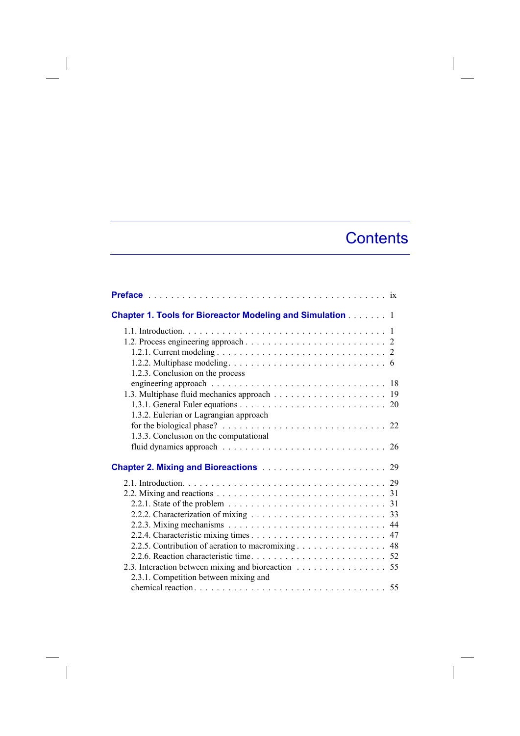# Contents

**Preface** . . . . . . . . . . . . . . . . . . . . . . . . . . . . . . . . . . . . . . . . . ix

**Chapter 1. Tools for Bioreactor Modeling and Simulation** . . . . . . . 1

- 1.1. Introduction. . . . . . . . . . . . . . . . . . . . . . . . . . . . . . . . . . . . 1
- 1.2. Process engineering approach . . . . . . . . . . . . . . . . . . . . . . . . . 2
  - 1.2.1. Current modeling . . . . . . . . . . . . . . . . . . . . . . . . . . . . . 2
  - 1.2.2. Multiphase modeling. . . . . . . . . . . . . . . . . . . . . . . . . . . 6
  - 1.2.3. Conclusion on the process engineering approach . . . . . . . . . . . . . . . . . . . . . . . . . . . . . 18
- 1.3. Multiphase fluid mechanics approach . . . . . . . . . . . . . . . . . . . 19
  - 1.3.1. General Euler equations . . . . . . . . . . . . . . . . . . . . . . . . . 20
  - 1.3.2. Eulerian or Lagrangian approach for the biological phase? . . . . . . . . . . . . . . . . . . . . . . . . . . . 22
  - 1.3.3. Conclusion on the computational fluid dynamics approach . . . . . . . . . . . . . . . . . . . . . . . . . . . 26

**Chapter 2. Mixing and Bioreactions** . . . . . . . . . . . . . . . . . . . . . . 29

- 2.1. Introduction. . . . . . . . . . . . . . . . . . . . . . . . . . . . . . . . . . . . 29
- 2.2. Mixing and reactions . . . . . . . . . . . . . . . . . . . . . . . . . . . . . . 31
  - 2.2.1. State of the problem . . . . . . . . . . . . . . . . . . . . . . . . . . . 31
  - 2.2.2. Characterization of mixing . . . . . . . . . . . . . . . . . . . . . . . 33
  - 2.2.3. Mixing mechanisms . . . . . . . . . . . . . . . . . . . . . . . . . . . 44
  - 2.2.4. Characteristic mixing times . . . . . . . . . . . . . . . . . . . . . . . 47
  - 2.2.5. Contribution of aeration to macromixing . . . . . . . . . . . . . . . 48
  - 2.2.6. Reaction characteristic time. . . . . . . . . . . . . . . . . . . . . . . 52
- 2.3. Interaction between mixing and bioreaction . . . . . . . . . . . . . . . 55
  - 2.3.1. Competition between mixing and chemical reaction . . . . . . . . . . . . . . . . . . . . . . . . . . . . . . . . 55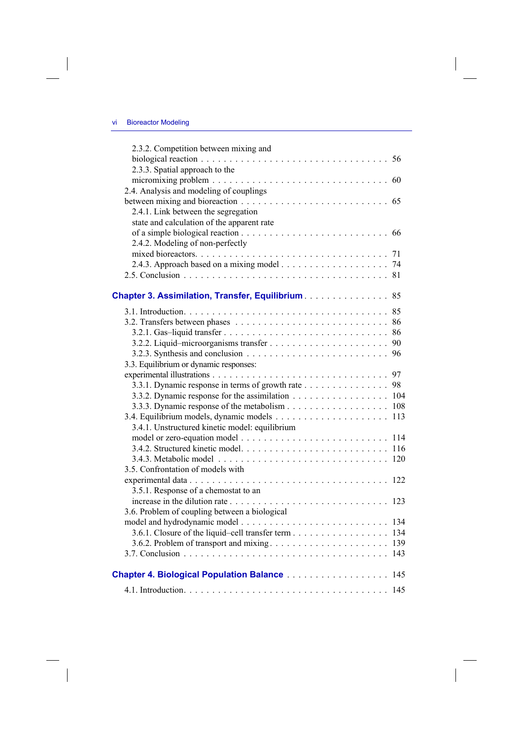2.3.2. Competition between mixing and biological reaction . . . . . . . . . . . . . . . . . . . . . . . . . . . . . . . . 56
2.3.3. Spatial approach to the micromixing problem . . . . . . . . . . . . . . . . . . . . . . . . . . . . . . 60
2.4. Analysis and modeling of couplings between mixing and bioreaction . . . . . . . . . . . . . . . . . . . . . . . . . 65
2.4.1. Link between the segregation state and calculation of the apparent rate of a simple biological reaction . . . . . . . . . . . . . . . . . . . . . . . . 66
2.4.2. Modeling of non-perfectly mixed bioreactors. . . . . . . . . . . . . . . . . . . . . . . . . . . . . . . 71
2.4.3. Approach based on a mixing model . . . . . . . . . . . . . . . . . . 74
2.5. Conclusion . . . . . . . . . . . . . . . . . . . . . . . . . . . . . . . . . . . 81

## Chapter 3. Assimilation, Transfer, Equilibrium . . . . . . . . . . . . . . . 85

3.1. Introduction. . . . . . . . . . . . . . . . . . . . . . . . . . . . . . . . . . . 85
3.2. Transfers between phases . . . . . . . . . . . . . . . . . . . . . . . . . 86
3.2.1. Gas–liquid transfer . . . . . . . . . . . . . . . . . . . . . . . . . . . . 86
3.2.2. Liquid–microorganisms transfer . . . . . . . . . . . . . . . . . . . . . 90
3.2.3. Synthesis and conclusion . . . . . . . . . . . . . . . . . . . . . . . . . 96
3.3. Equilibrium or dynamic responses: experimental illustrations . . . . . . . . . . . . . . . . . . . . . . . . . . . . . . . . 97
3.3.1. Dynamic response in terms of growth rate . . . . . . . . . . . . . . . 98
3.3.2. Dynamic response for the assimilation . . . . . . . . . . . . . . . . . 104
3.3.3. Dynamic response of the metabolism . . . . . . . . . . . . . . . . . . 108
3.4. Equilibrium models, dynamic models . . . . . . . . . . . . . . . . . . . 113
3.4.1. Unstructured kinetic model: equilibrium model or zero-equation model . . . . . . . . . . . . . . . . . . . . . . . . . 114
3.4.2. Structured kinetic model. . . . . . . . . . . . . . . . . . . . . . . . . . 116
3.4.3. Metabolic model . . . . . . . . . . . . . . . . . . . . . . . . . . . . . . 120
3.5. Confrontation of models with experimental data . . . . . . . . . . . . . . . . . . . . . . . . . . . . . . . . 122
3.5.1. Response of a chemostat to an increase in the dilution rate . . . . . . . . . . . . . . . . . . . . . . . . . . 123
3.6. Problem of coupling between a biological model and hydrodynamic model . . . . . . . . . . . . . . . . . . . . . . . . . 134
3.6.1. Closure of the liquid–cell transfer term . . . . . . . . . . . . . . . . . 134
3.6.2. Problem of transport and mixing . . . . . . . . . . . . . . . . . . . . . 139
3.7. Conclusion . . . . . . . . . . . . . . . . . . . . . . . . . . . . . . . . . . . 143

## Chapter 4. Biological Population Balance . . . . . . . . . . . . . . . . . . 145

4.1. Introduction. . . . . . . . . . . . . . . . . . . . . . . . . . . . . . . . . . . 145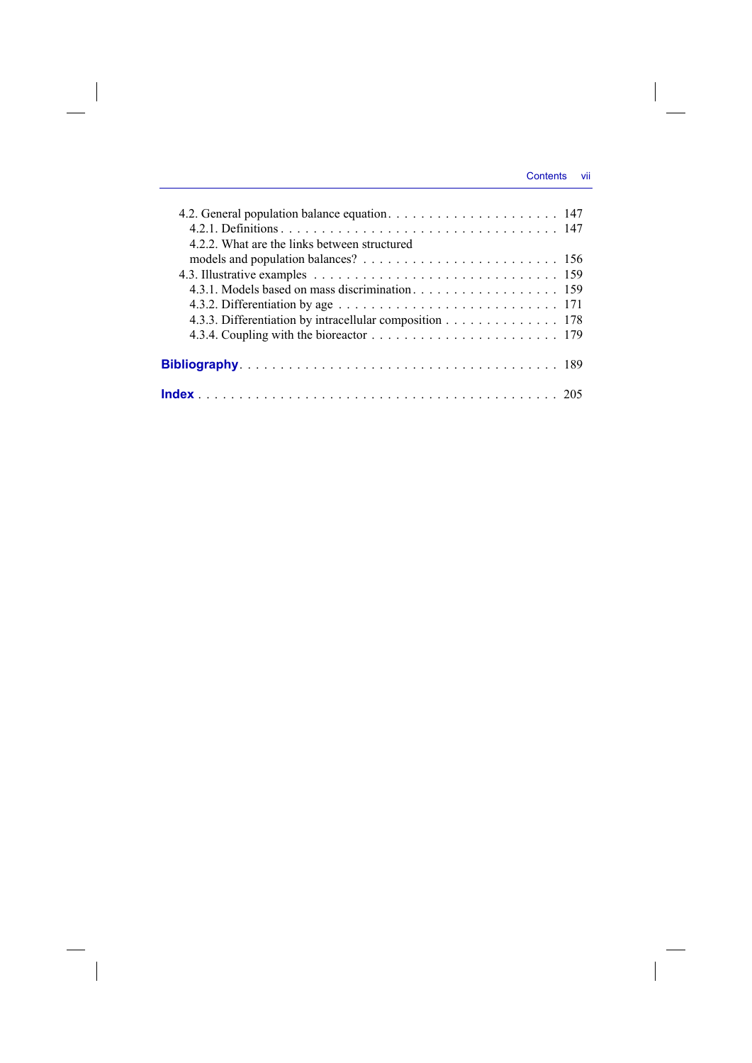4.2. General population balance equation . . . . . . . . . . . . . . . . . . . . . 147
    4.2.1. Definitions . . . . . . . . . . . . . . . . . . . . . . . . . . . . . . . . . . 147
    4.2.2. What are the links between structured models and population balances? . . . . . . . . . . . . . . . . . . . . . . . . 156
4.3. Illustrative examples . . . . . . . . . . . . . . . . . . . . . . . . . . . . . . 159
    4.3.1. Models based on mass discrimination . . . . . . . . . . . . . . . . . . 159
    4.3.2. Differentiation by age . . . . . . . . . . . . . . . . . . . . . . . . . . . 171
    4.3.3. Differentiation by intracellular composition . . . . . . . . . . . . . . 178
    4.3.4. Coupling with the bioreactor . . . . . . . . . . . . . . . . . . . . . . . 179

**Bibliography** . . . . . . . . . . . . . . . . . . . . . . . . . . . . . . . . . . . . . 189

**Index** . . . . . . . . . . . . . . . . . . . . . . . . . . . . . . . . . . . . . . . . . 205